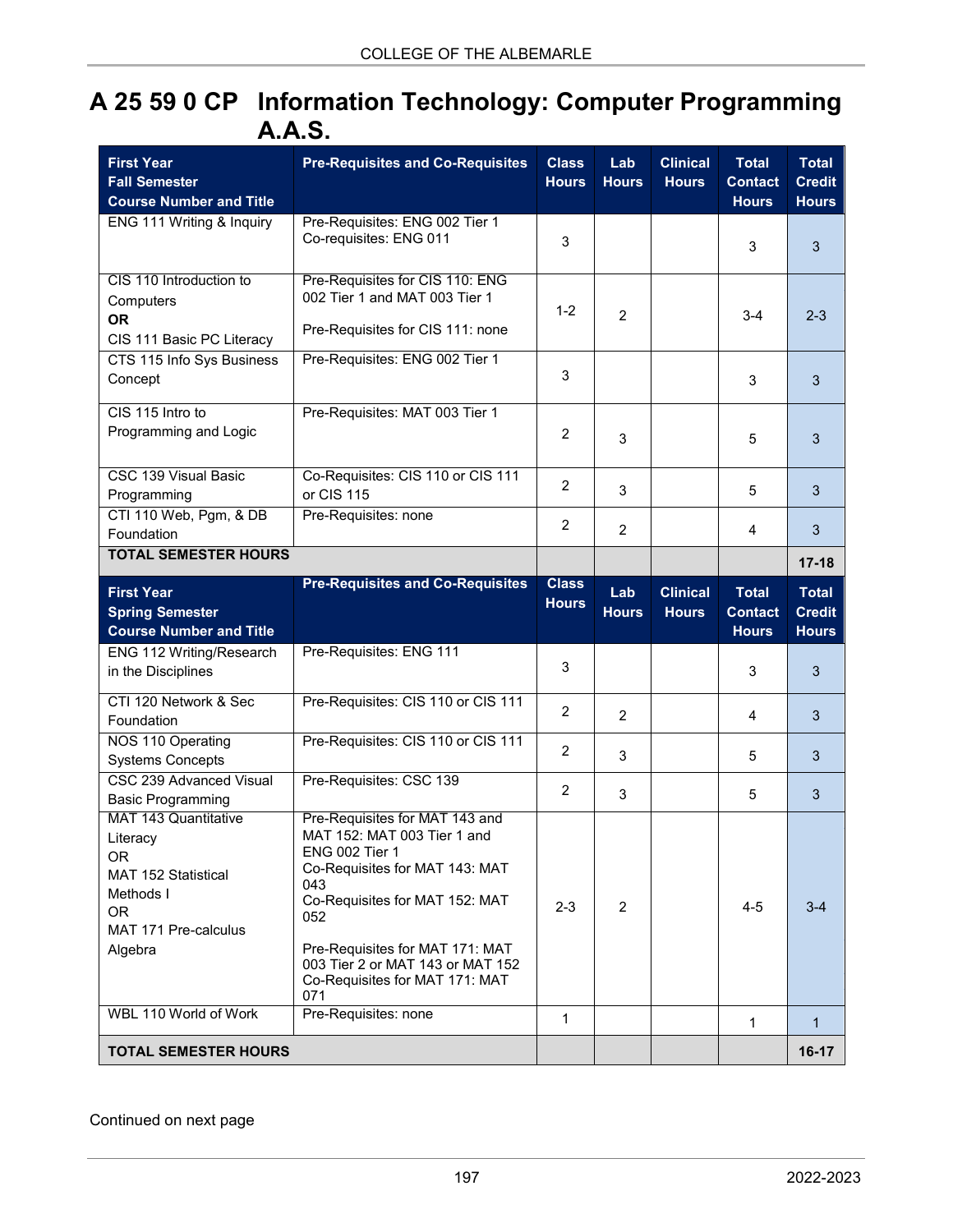# A 25 59 0 CP Information Technology: Computer Programming A.A.S.

| First Year Fall Semester Course Number and Title | Pre-Requisites and Co-Requisites | Class Hours | Lab Hours | Clinical Hours | Total Contact Hours | Total Credit Hours |
|---|---|---|---|---|---|---|
| ENG 111 Writing & Inquiry | Pre-Requisites: ENG 002 Tier 1<br>Co-requisites: ENG 011 | 3 | | | 3 | 3 |
| CIS 110 Introduction to Computers<br>**OR**<br>CIS 111 Basic PC Literacy | Pre-Requisites for CIS 110: ENG 002 Tier 1 and MAT 003 Tier 1<br><br>Pre-Requisites for CIS 111: none | 1-2 | 2 | | 3-4 | 2-3 |
| CTS 115 Info Sys Business Concept | Pre-Requisites: ENG 002 Tier 1 | 3 | | | 3 | 3 |
| CIS 115 Intro to Programming and Logic | Pre-Requisites: MAT 003 Tier 1 | 2 | 3 | | 5 | 3 |
| CSC 139 Visual Basic Programming | Co-Requisites: CIS 110 or CIS 111 or CIS 115 | 2 | 3 | | 5 | 3 |
| CTI 110 Web, Pgm, & DB Foundation | Pre-Requisites: none | 2 | 2 | | 4 | 3 |
| **TOTAL SEMESTER HOURS** | | | | | | **17-18** |
| **First Year Spring Semester Course Number and Title** | **Pre-Requisites and Co-Requisites** | **Class Hours** | **Lab Hours** | **Clinical Hours** | **Total Contact Hours** | **Total Credit Hours** |
| ENG 112 Writing/Research in the Disciplines | Pre-Requisites: ENG 111 | 3 | | | 3 | 3 |
| CTI 120 Network & Sec Foundation | Pre-Requisites: CIS 110 or CIS 111 | 2 | 2 | | 4 | 3 |
| NOS 110 Operating Systems Concepts | Pre-Requisites: CIS 110 or CIS 111 | 2 | 3 | | 5 | 3 |
| CSC 239 Advanced Visual Basic Programming | Pre-Requisites: CSC 139 | 2 | 3 | | 5 | 3 |
| MAT 143 Quantitative Literacy<br>OR<br>MAT 152 Statistical Methods I<br>OR<br>MAT 171 Pre-calculus Algebra | Pre-Requisites for MAT 143 and MAT 152: MAT 003 Tier 1 and ENG 002 Tier 1<br>Co-Requisites for MAT 143: MAT 043<br>Co-Requisites for MAT 152: MAT 052<br><br>Pre-Requisites for MAT 171: MAT 003 Tier 2 or MAT 143 or MAT 152<br>Co-Requisites for MAT 171: MAT 071 | 2-3 | 2 | | 4-5 | 3-4 |
| WBL 110 World of Work | Pre-Requisites: none | 1 | | | 1 | 1 |
| **TOTAL SEMESTER HOURS** | | | | | | **16-17** |

Continued on next page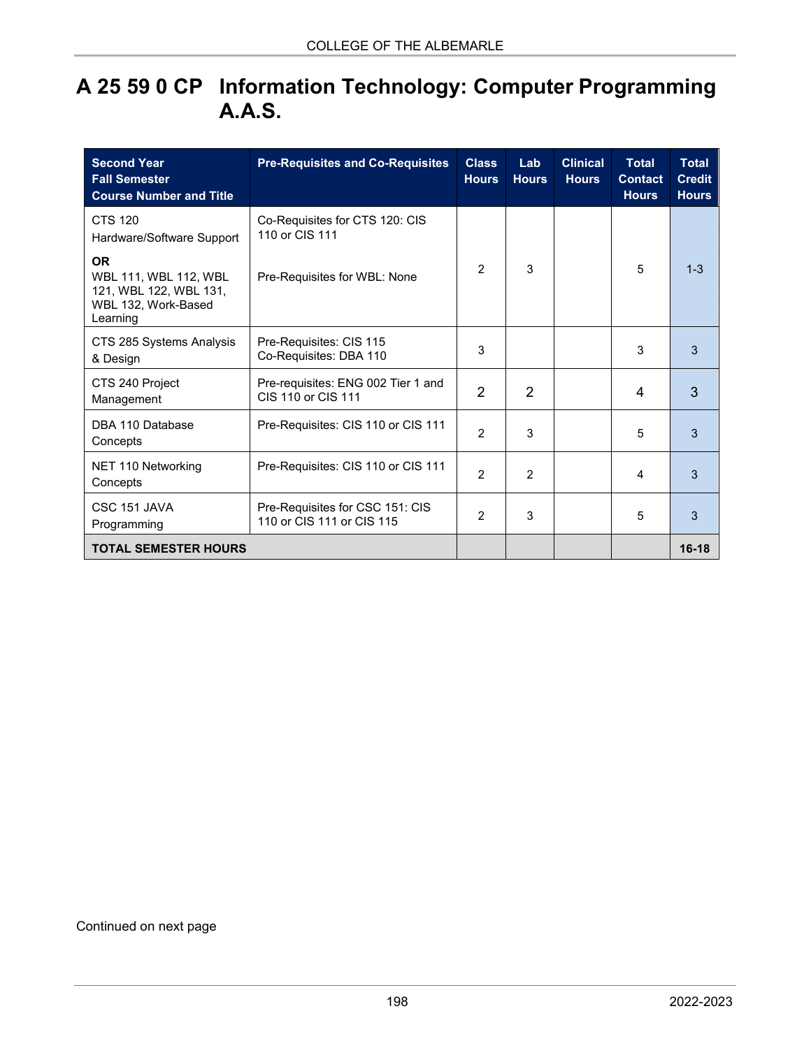# A 25 59 0 CP Information Technology: Computer Programming A.A.S.

| Second Year Fall Semester Course Number and Title | Pre-Requisites and Co-Requisites | Class Hours | Lab Hours | Clinical Hours | Total Contact Hours | Total Credit Hours |
|---|---|---|---|---|---|---|
| CTS 120 Hardware/Software Support **OR** WBL 111, WBL 112, WBL 121, WBL 122, WBL 131, WBL 132, Work-Based Learning | Co-Requisites for CTS 120: CIS 110 or CIS 111 Pre-Requisites for WBL: None | 2 | 3 | | 5 | 1-3 |
| CTS 285 Systems Analysis & Design | Pre-Requisites: CIS 115 Co-Requisites: DBA 110 | 3 | | | 3 | 3 |
| CTS 240 Project Management | Pre-requisites: ENG 002 Tier 1 and CIS 110 or CIS 111 | 2 | 2 | | 4 | 3 |
| DBA 110 Database Concepts | Pre-Requisites: CIS 110 or CIS 111 | 2 | 3 | | 5 | 3 |
| NET 110 Networking Concepts | Pre-Requisites: CIS 110 or CIS 111 | 2 | 2 | | 4 | 3 |
| CSC 151 JAVA Programming | Pre-Requisites for CSC 151: CIS 110 or CIS 111 or CIS 115 | 2 | 3 | | 5 | 3 |
| **TOTAL SEMESTER HOURS** | | | | | | **16-18** |

Continued on next page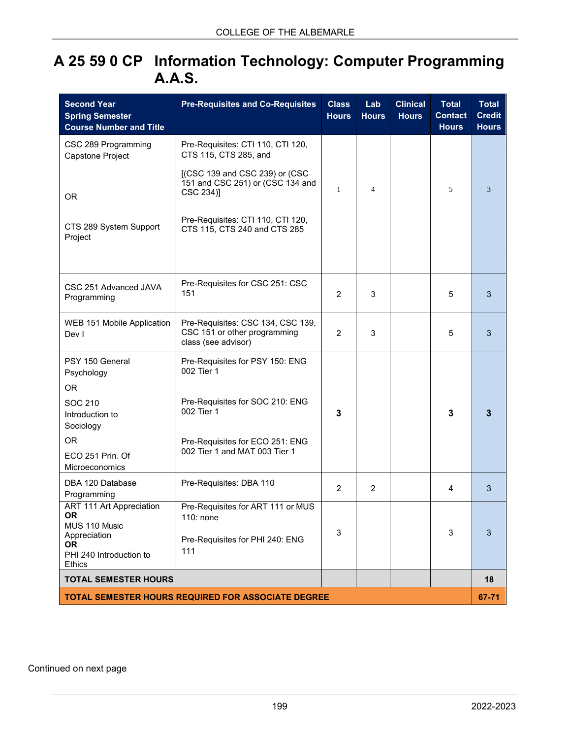# A 25 59 0 CP Information Technology: Computer Programming A.A.S.

| Second Year Spring Semester Course Number and Title | Pre-Requisites and Co-Requisites | Class Hours | Lab Hours | Clinical Hours | Total Contact Hours | Total Credit Hours |
|---|---|---|---|---|---|---|
| CSC 289 Programming Capstone Project<br><br>OR<br><br>CTS 289 System Support Project | Pre-Requisites: CTI 110, CTI 120, CTS 115, CTS 285, and<br><br>[(CSC 139 and CSC 239) or (CSC 151 and CSC 251) or (CSC 134 and CSC 234)]<br><br>Pre-Requisites: CTI 110, CTI 120, CTS 115, CTS 240 and CTS 285 | 1 | 4 | | 5 | 3 |
| CSC 251 Advanced JAVA Programming | Pre-Requisites for CSC 251: CSC 151 | 2 | 3 | | 5 | 3 |
| WEB 151 Mobile Application Dev I | Pre-Requisites: CSC 134, CSC 139, CSC 151 or other programming class (see advisor) | 2 | 3 | | 5 | 3 |
| PSY 150 General Psychology<br>OR<br>SOC 210 Introduction to Sociology<br>OR<br>ECO 251 Prin. Of Microeconomics | Pre-Requisites for PSY 150: ENG 002 Tier 1<br><br>Pre-Requisites for SOC 210: ENG 002 Tier 1<br><br>Pre-Requisites for ECO 251: ENG 002 Tier 1 and MAT 003 Tier 1 | **3** | | | **3** | **3** |
| DBA 120 Database Programming | Pre-Requisites: DBA 110 | 2 | 2 | | 4 | 3 |
| ART 111 Art Appreciation<br>**OR**<br>MUS 110 Music Appreciation<br>**OR**<br>PHI 240 Introduction to Ethics | Pre-Requisites for ART 111 or MUS 110: none<br><br>Pre-Requisites for PHI 240: ENG 111 | 3 | | | 3 | 3 |
| **TOTAL SEMESTER HOURS** | | | | | | **18** |
| **TOTAL SEMESTER HOURS REQUIRED FOR ASSOCIATE DEGREE** | | | | | | **67-71** |

Continued on next page